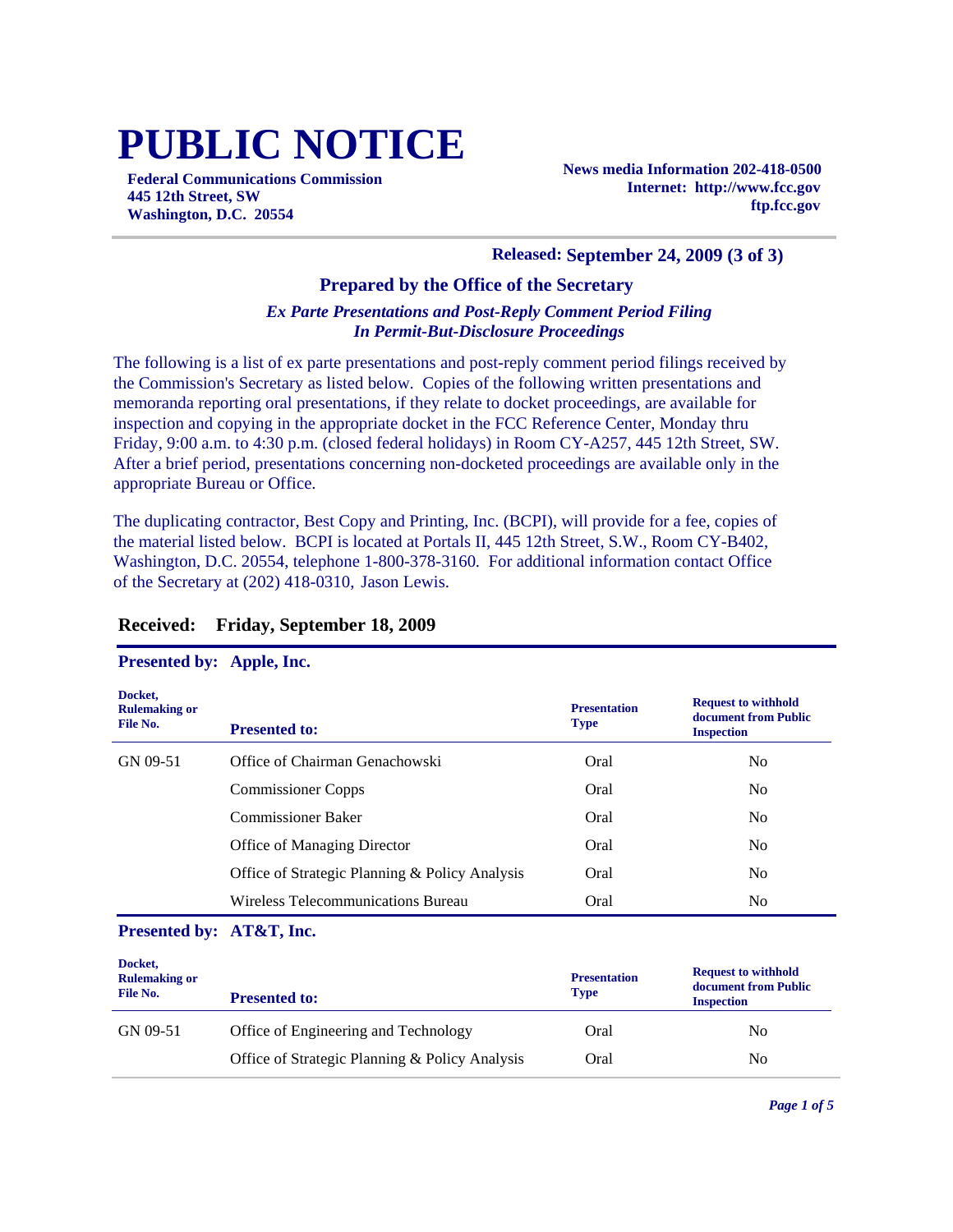# PUBLIC NOTICE

**Federal Communications Commission**
**445 12th Street, SW**
**Washington, D.C. 20554**

**News media Information 202-418-0500**
**Internet: http://www.fcc.gov**
**ftp.fcc.gov**

**Released: September 24, 2009 (3 of 3)**

## Prepared by the Office of the Secretary

***Ex Parte Presentations and Post-Reply Comment Period Filing In Permit-But-Disclosure Proceedings***

The following is a list of ex parte presentations and post-reply comment period filings received by the Commission's Secretary as listed below. Copies of the following written presentations and memoranda reporting oral presentations, if they relate to docket proceedings, are available for inspection and copying in the appropriate docket in the FCC Reference Center, Monday thru Friday, 9:00 a.m. to 4:30 p.m. (closed federal holidays) in Room CY-A257, 445 12th Street, SW. After a brief period, presentations concerning non-docketed proceedings are available only in the appropriate Bureau or Office.

The duplicating contractor, Best Copy and Printing, Inc. (BCPI), will provide for a fee, copies of the material listed below. BCPI is located at Portals II, 445 12th Street, S.W., Room CY-B402, Washington, D.C. 20554, telephone 1-800-378-3160. For additional information contact Office of the Secretary at (202) 418-0310, Jason Lewis.

### Received: Friday, September 18, 2009

**Presented by: Apple, Inc.**

| Docket, Rulemaking or File No. | Presented to: | Presentation Type | Request to withhold document from Public Inspection |
|---|---|---|---|
| GN 09-51 | Office of Chairman Genachowski | Oral | No |
| | Commissioner Copps | Oral | No |
| | Commissioner Baker | Oral | No |
| | Office of Managing Director | Oral | No |
| | Office of Strategic Planning & Policy Analysis | Oral | No |
| | Wireless Telecommunications Bureau | Oral | No |

**Presented by: AT&T, Inc.**

| Docket, Rulemaking or File No. | Presented to: | Presentation Type | Request to withhold document from Public Inspection |
|---|---|---|---|
| GN 09-51 | Office of Engineering and Technology | Oral | No |
| | Office of Strategic Planning & Policy Analysis | Oral | No |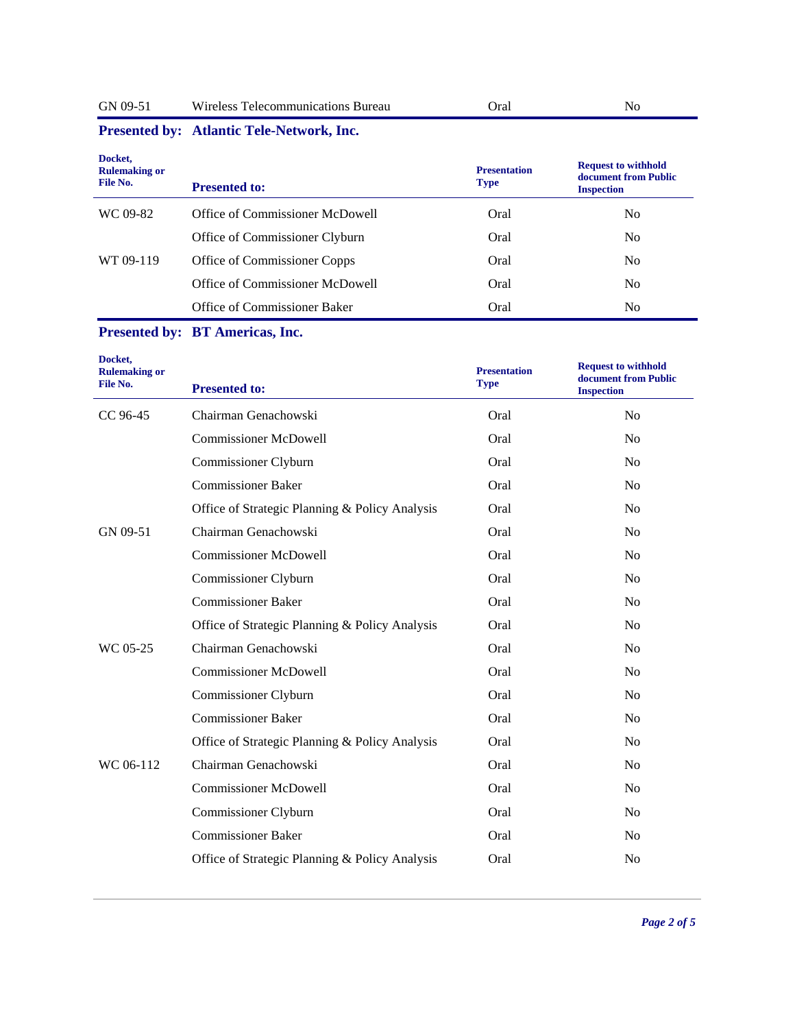| | | | |
|---|---|---|---|
| GN 09-51 | Wireless Telecommunications Bureau | Oral | No |

**Presented by: Atlantic Tele-Network, Inc.**

| Docket, Rulemaking or File No. | Presented to: | Presentation Type | Request to withhold document from Public Inspection |
|---|---|---|---|
| WC 09-82 | Office of Commissioner McDowell | Oral | No |
| | Office of Commissioner Clyburn | Oral | No |
| WT 09-119 | Office of Commissioner Copps | Oral | No |
| | Office of Commissioner McDowell | Oral | No |
| | Office of Commissioner Baker | Oral | No |

**Presented by: BT Americas, Inc.**

| Docket, Rulemaking or File No. | Presented to: | Presentation Type | Request to withhold document from Public Inspection |
|---|---|---|---|
| CC 96-45 | Chairman Genachowski | Oral | No |
| | Commissioner McDowell | Oral | No |
| | Commissioner Clyburn | Oral | No |
| | Commissioner Baker | Oral | No |
| | Office of Strategic Planning & Policy Analysis | Oral | No |
| GN 09-51 | Chairman Genachowski | Oral | No |
| | Commissioner McDowell | Oral | No |
| | Commissioner Clyburn | Oral | No |
| | Commissioner Baker | Oral | No |
| | Office of Strategic Planning & Policy Analysis | Oral | No |
| WC 05-25 | Chairman Genachowski | Oral | No |
| | Commissioner McDowell | Oral | No |
| | Commissioner Clyburn | Oral | No |
| | Commissioner Baker | Oral | No |
| | Office of Strategic Planning & Policy Analysis | Oral | No |
| WC 06-112 | Chairman Genachowski | Oral | No |
| | Commissioner McDowell | Oral | No |
| | Commissioner Clyburn | Oral | No |
| | Commissioner Baker | Oral | No |
| | Office of Strategic Planning & Policy Analysis | Oral | No |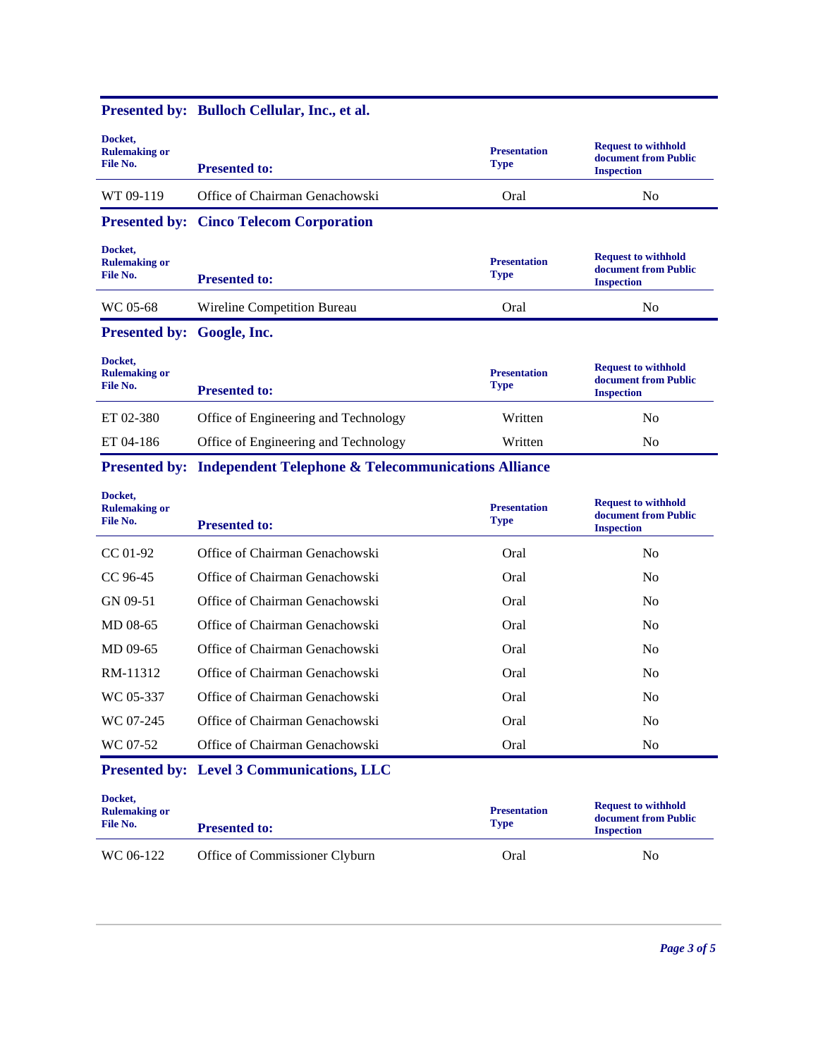**Presented by: Bulloch Cellular, Inc., et al.**

| Docket, Rulemaking or File No. | Presented to: | Presentation Type | Request to withhold document from Public Inspection |
|---|---|---|---|
| WT 09-119 | Office of Chairman Genachowski | Oral | No |

**Presented by: Cinco Telecom Corporation**

| Docket, Rulemaking or File No. | Presented to: | Presentation Type | Request to withhold document from Public Inspection |
|---|---|---|---|
| WC 05-68 | Wireline Competition Bureau | Oral | No |

**Presented by: Google, Inc.**

| Docket, Rulemaking or File No. | Presented to: | Presentation Type | Request to withhold document from Public Inspection |
|---|---|---|---|
| ET 02-380 | Office of Engineering and Technology | Written | No |
| ET 04-186 | Office of Engineering and Technology | Written | No |

**Presented by: Independent Telephone & Telecommunications Alliance**

| Docket, Rulemaking or File No. | Presented to: | Presentation Type | Request to withhold document from Public Inspection |
|---|---|---|---|
| CC 01-92 | Office of Chairman Genachowski | Oral | No |
| CC 96-45 | Office of Chairman Genachowski | Oral | No |
| GN 09-51 | Office of Chairman Genachowski | Oral | No |
| MD 08-65 | Office of Chairman Genachowski | Oral | No |
| MD 09-65 | Office of Chairman Genachowski | Oral | No |
| RM-11312 | Office of Chairman Genachowski | Oral | No |
| WC 05-337 | Office of Chairman Genachowski | Oral | No |
| WC 07-245 | Office of Chairman Genachowski | Oral | No |
| WC 07-52 | Office of Chairman Genachowski | Oral | No |

**Presented by: Level 3 Communications, LLC**

| Docket, Rulemaking or File No. | Presented to: | Presentation Type | Request to withhold document from Public Inspection |
|---|---|---|---|
| WC 06-122 | Office of Commissioner Clyburn | Oral | No |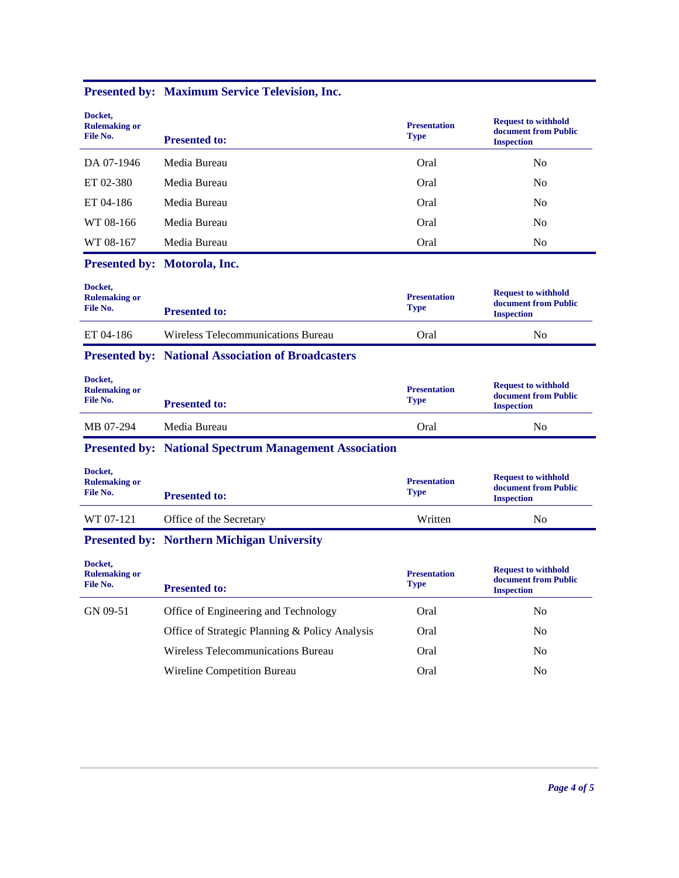**Presented by: Maximum Service Television, Inc.**

| Docket, Rulemaking or File No. | Presented to: | Presentation Type | Request to withhold document from Public Inspection |
|---|---|---|---|
| DA 07-1946 | Media Bureau | Oral | No |
| ET 02-380 | Media Bureau | Oral | No |
| ET 04-186 | Media Bureau | Oral | No |
| WT 08-166 | Media Bureau | Oral | No |
| WT 08-167 | Media Bureau | Oral | No |

**Presented by: Motorola, Inc.**

| Docket, Rulemaking or File No. | Presented to: | Presentation Type | Request to withhold document from Public Inspection |
|---|---|---|---|
| ET 04-186 | Wireless Telecommunications Bureau | Oral | No |

**Presented by: National Association of Broadcasters**

| Docket, Rulemaking or File No. | Presented to: | Presentation Type | Request to withhold document from Public Inspection |
|---|---|---|---|
| MB 07-294 | Media Bureau | Oral | No |

**Presented by: National Spectrum Management Association**

| Docket, Rulemaking or File No. | Presented to: | Presentation Type | Request to withhold document from Public Inspection |
|---|---|---|---|
| WT 07-121 | Office of the Secretary | Written | No |

**Presented by: Northern Michigan University**

| Docket, Rulemaking or File No. | Presented to: | Presentation Type | Request to withhold document from Public Inspection |
|---|---|---|---|
| GN 09-51 | Office of Engineering and Technology | Oral | No |
| | Office of Strategic Planning & Policy Analysis | Oral | No |
| | Wireless Telecommunications Bureau | Oral | No |
| | Wireline Competition Bureau | Oral | No |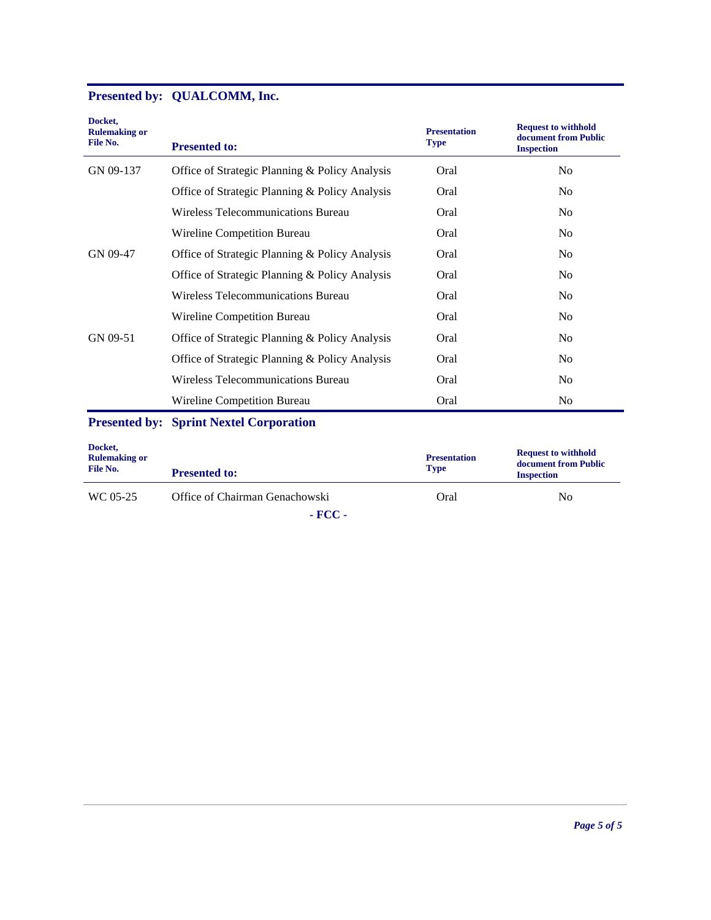**Presented by: QUALCOMM, Inc.**

| Docket, Rulemaking or File No. | Presented to: | Presentation Type | Request to withhold document from Public Inspection |
|---|---|---|---|
| GN 09-137 | Office of Strategic Planning & Policy Analysis | Oral | No |
| | Office of Strategic Planning & Policy Analysis | Oral | No |
| | Wireless Telecommunications Bureau | Oral | No |
| | Wireline Competition Bureau | Oral | No |
| GN 09-47 | Office of Strategic Planning & Policy Analysis | Oral | No |
| | Office of Strategic Planning & Policy Analysis | Oral | No |
| | Wireless Telecommunications Bureau | Oral | No |
| | Wireline Competition Bureau | Oral | No |
| GN 09-51 | Office of Strategic Planning & Policy Analysis | Oral | No |
| | Office of Strategic Planning & Policy Analysis | Oral | No |
| | Wireless Telecommunications Bureau | Oral | No |
| | Wireline Competition Bureau | Oral | No |

**Presented by: Sprint Nextel Corporation**

| Docket, Rulemaking or File No. | Presented to: | Presentation Type | Request to withhold document from Public Inspection |
|---|---|---|---|
| WC 05-25 | Office of Chairman Genachowski | Oral | No |

**- FCC -**